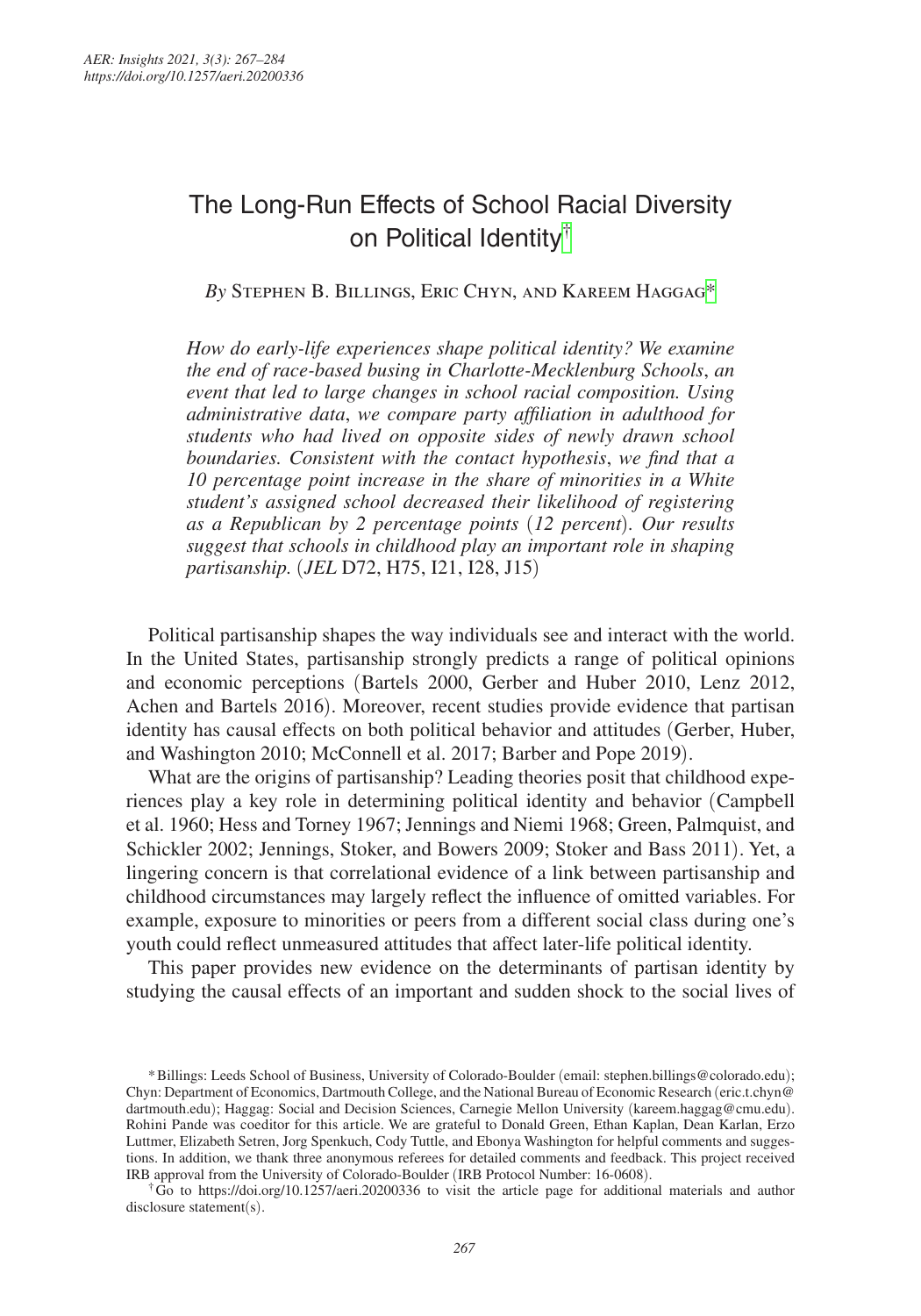# The Long-Run Effects of School Racial Diversity on Political Identity[†]

*By* Stephen B. Billings, Eric Chyn, and Kareem Haggag[*]

*How do early-life experiences shape political identity? We examine the end of race-based busing in Charlotte-Mecklenburg Schools, an event that led to large changes in school racial composition. Using administrative data, we compare party affiliation in adulthood for students who had lived on opposite sides of newly drawn school boundaries. Consistent with the contact hypothesis, we find that a 10 percentage point increase in the share of minorities in a White student's assigned school decreased their likelihood of registering as a Republican by 2 percentage points (12 percent). Our results suggest that schools in childhood play an important role in shaping partisanship.* (*JEL* D72, H75, I21, I28, J15)

Political partisanship shapes the way individuals see and interact with the world. In the United States, partisanship strongly predicts a range of political opinions and economic perceptions (Bartels 2000, Gerber and Huber 2010, Lenz 2012, Achen and Bartels 2016). Moreover, recent studies provide evidence that partisan identity has causal effects on both political behavior and attitudes (Gerber, Huber, and Washington 2010; McConnell et al. 2017; Barber and Pope 2019).

What are the origins of partisanship? Leading theories posit that childhood experiences play a key role in determining political identity and behavior (Campbell et al. 1960; Hess and Torney 1967; Jennings and Niemi 1968; Green, Palmquist, and Schickler 2002; Jennings, Stoker, and Bowers 2009; Stoker and Bass 2011). Yet, a lingering concern is that correlational evidence of a link between partisanship and childhood circumstances may largely reflect the influence of omitted variables. For example, exposure to minorities or peers from a different social class during one's youth could reflect unmeasured attitudes that affect later-life political identity.

This paper provides new evidence on the determinants of partisan identity by studying the causal effects of an important and sudden shock to the social lives of

---

[*] Billings: Leeds School of Business, University of Colorado-Boulder (email: stephen.billings@colorado.edu); Chyn: Department of Economics, Dartmouth College, and the National Bureau of Economic Research (eric.t.chyn@dartmouth.edu); Haggag: Social and Decision Sciences, Carnegie Mellon University (kareem.haggag@cmu.edu). Rohini Pande was coeditor for this article. We are grateful to Donald Green, Ethan Kaplan, Dean Karlan, Erzo Luttmer, Elizabeth Setren, Jorg Spenkuch, Cody Tuttle, and Ebonya Washington for helpful comments and suggestions. In addition, we thank three anonymous referees for detailed comments and feedback. This project received IRB approval from the University of Colorado-Boulder (IRB Protocol Number: 16-0608).

[†] Go to https://doi.org/10.1257/aeri.20200336 to visit the article page for additional materials and author disclosure statement(s).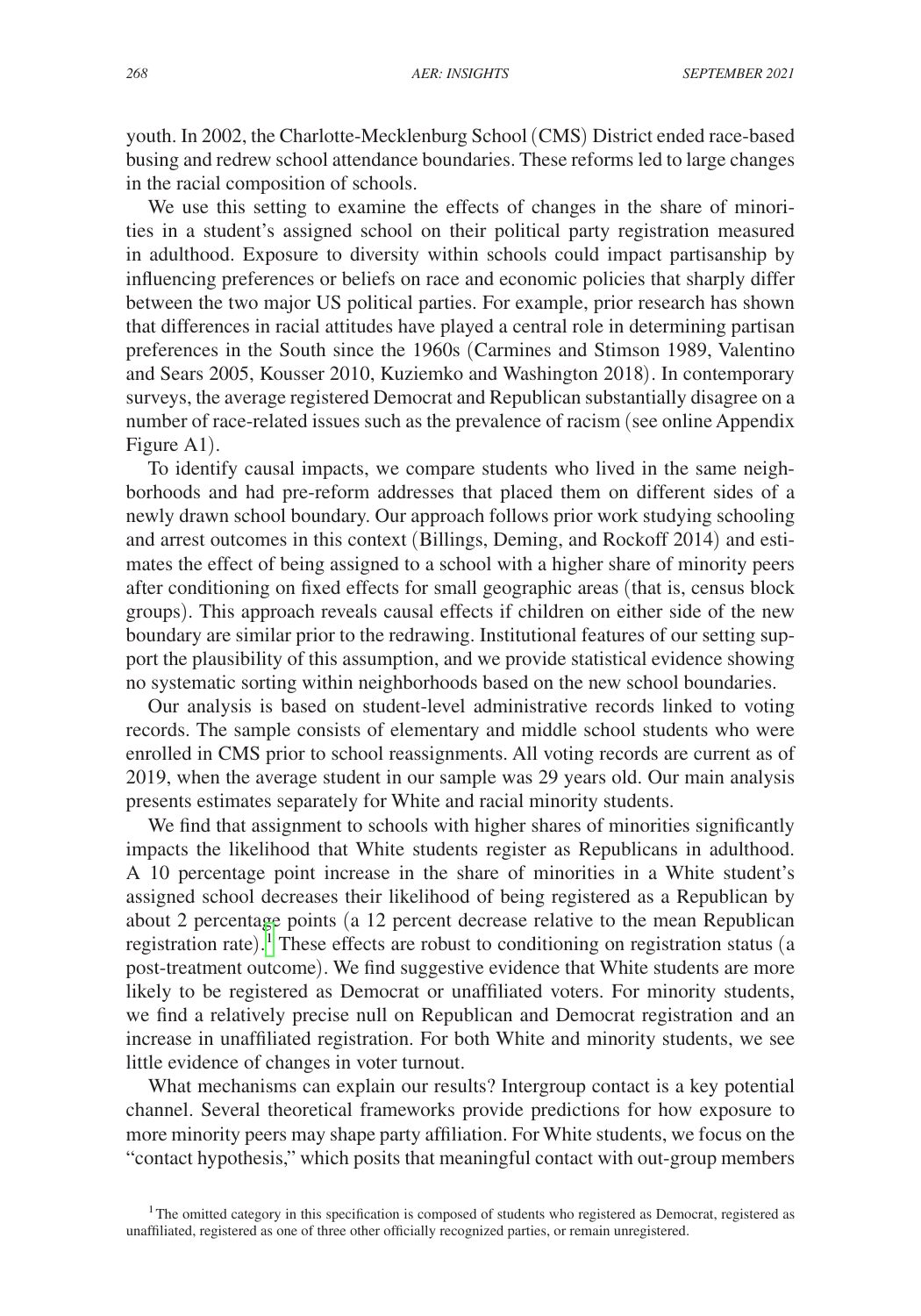youth. In 2002, the Charlotte-Mecklenburg School (CMS) District ended race-based busing and redrew school attendance boundaries. These reforms led to large changes in the racial composition of schools.

We use this setting to examine the effects of changes in the share of minorities in a student's assigned school on their political party registration measured in adulthood. Exposure to diversity within schools could impact partisanship by influencing preferences or beliefs on race and economic policies that sharply differ between the two major US political parties. For example, prior research has shown that differences in racial attitudes have played a central role in determining partisan preferences in the South since the 1960s (Carmines and Stimson 1989, Valentino and Sears 2005, Kousser 2010, Kuziemko and Washington 2018). In contemporary surveys, the average registered Democrat and Republican substantially disagree on a number of race-related issues such as the prevalence of racism (see online Appendix Figure A1).

To identify causal impacts, we compare students who lived in the same neighborhoods and had pre-reform addresses that placed them on different sides of a newly drawn school boundary. Our approach follows prior work studying schooling and arrest outcomes in this context (Billings, Deming, and Rockoff 2014) and estimates the effect of being assigned to a school with a higher share of minority peers after conditioning on fixed effects for small geographic areas (that is, census block groups). This approach reveals causal effects if children on either side of the new boundary are similar prior to the redrawing. Institutional features of our setting support the plausibility of this assumption, and we provide statistical evidence showing no systematic sorting within neighborhoods based on the new school boundaries.

Our analysis is based on student-level administrative records linked to voting records. The sample consists of elementary and middle school students who were enrolled in CMS prior to school reassignments. All voting records are current as of 2019, when the average student in our sample was 29 years old. Our main analysis presents estimates separately for White and racial minority students.

We find that assignment to schools with higher shares of minorities significantly impacts the likelihood that White students register as Republicans in adulthood. A 10 percentage point increase in the share of minorities in a White student's assigned school decreases their likelihood of being registered as a Republican by about 2 percentage points (a 12 percent decrease relative to the mean Republican registration rate).[1] These effects are robust to conditioning on registration status (a post-treatment outcome). We find suggestive evidence that White students are more likely to be registered as Democrat or unaffiliated voters. For minority students, we find a relatively precise null on Republican and Democrat registration and an increase in unaffiliated registration. For both White and minority students, we see little evidence of changes in voter turnout.

What mechanisms can explain our results? Intergroup contact is a key potential channel. Several theoretical frameworks provide predictions for how exposure to more minority peers may shape party affiliation. For White students, we focus on the "contact hypothesis," which posits that meaningful contact with out-group members

[1] The omitted category in this specification is composed of students who registered as Democrat, registered as unaffiliated, registered as one of three other officially recognized parties, or remain unregistered.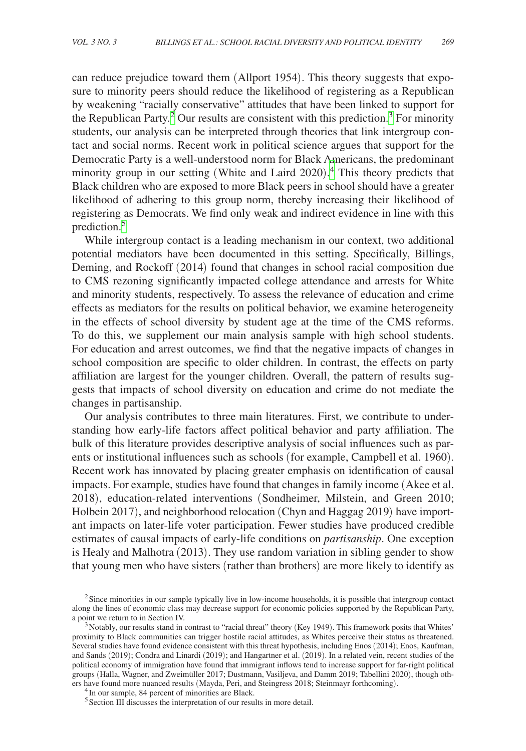can reduce prejudice toward them (Allport 1954). This theory suggests that exposure to minority peers should reduce the likelihood of registering as a Republican by weakening "racially conservative" attitudes that have been linked to support for the Republican Party.[2] Our results are consistent with this prediction.[3] For minority students, our analysis can be interpreted through theories that link intergroup contact and social norms. Recent work in political science argues that support for the Democratic Party is a well-understood norm for Black Americans, the predominant minority group in our setting (White and Laird 2020).[4] This theory predicts that Black children who are exposed to more Black peers in school should have a greater likelihood of adhering to this group norm, thereby increasing their likelihood of registering as Democrats. We find only weak and indirect evidence in line with this prediction.[5]

While intergroup contact is a leading mechanism in our context, two additional potential mediators have been documented in this setting. Specifically, Billings, Deming, and Rockoff (2014) found that changes in school racial composition due to CMS rezoning significantly impacted college attendance and arrests for White and minority students, respectively. To assess the relevance of education and crime effects as mediators for the results on political behavior, we examine heterogeneity in the effects of school diversity by student age at the time of the CMS reforms. To do this, we supplement our main analysis sample with high school students. For education and arrest outcomes, we find that the negative impacts of changes in school composition are specific to older children. In contrast, the effects on party affiliation are largest for the younger children. Overall, the pattern of results suggests that impacts of school diversity on education and crime do not mediate the changes in partisanship.

Our analysis contributes to three main literatures. First, we contribute to understanding how early-life factors affect political behavior and party affiliation. The bulk of this literature provides descriptive analysis of social influences such as parents or institutional influences such as schools (for example, Campbell et al. 1960). Recent work has innovated by placing greater emphasis on identification of causal impacts. For example, studies have found that changes in family income (Akee et al. 2018), education-related interventions (Sondheimer, Milstein, and Green 2010; Holbein 2017), and neighborhood relocation (Chyn and Haggag 2019) have important impacts on later-life voter participation. Fewer studies have produced credible estimates of causal impacts of early-life conditions on *partisanship*. One exception is Healy and Malhotra (2013). They use random variation in sibling gender to show that young men who have sisters (rather than brothers) are more likely to identify as

[2] Since minorities in our sample typically live in low-income households, it is possible that intergroup contact along the lines of economic class may decrease support for economic policies supported by the Republican Party, a point we return to in Section IV.

[3] Notably, our results stand in contrast to "racial threat" theory (Key 1949). This framework posits that Whites' proximity to Black communities can trigger hostile racial attitudes, as Whites perceive their status as threatened. Several studies have found evidence consistent with this threat hypothesis, including Enos (2014); Enos, Kaufman, and Sands (2019); Condra and Linardi (2019); and Hangartner et al. (2019). In a related vein, recent studies of the political economy of immigration have found that immigrant inflows tend to increase support for far-right political groups (Halla, Wagner, and Zweimüller 2017; Dustmann, Vasiljeva, and Damm 2019; Tabellini 2020), though others have found more nuanced results (Mayda, Peri, and Steingress 2018; Steinmayr forthcoming).

[4] In our sample, 84 percent of minorities are Black.

[5] Section III discusses the interpretation of our results in more detail.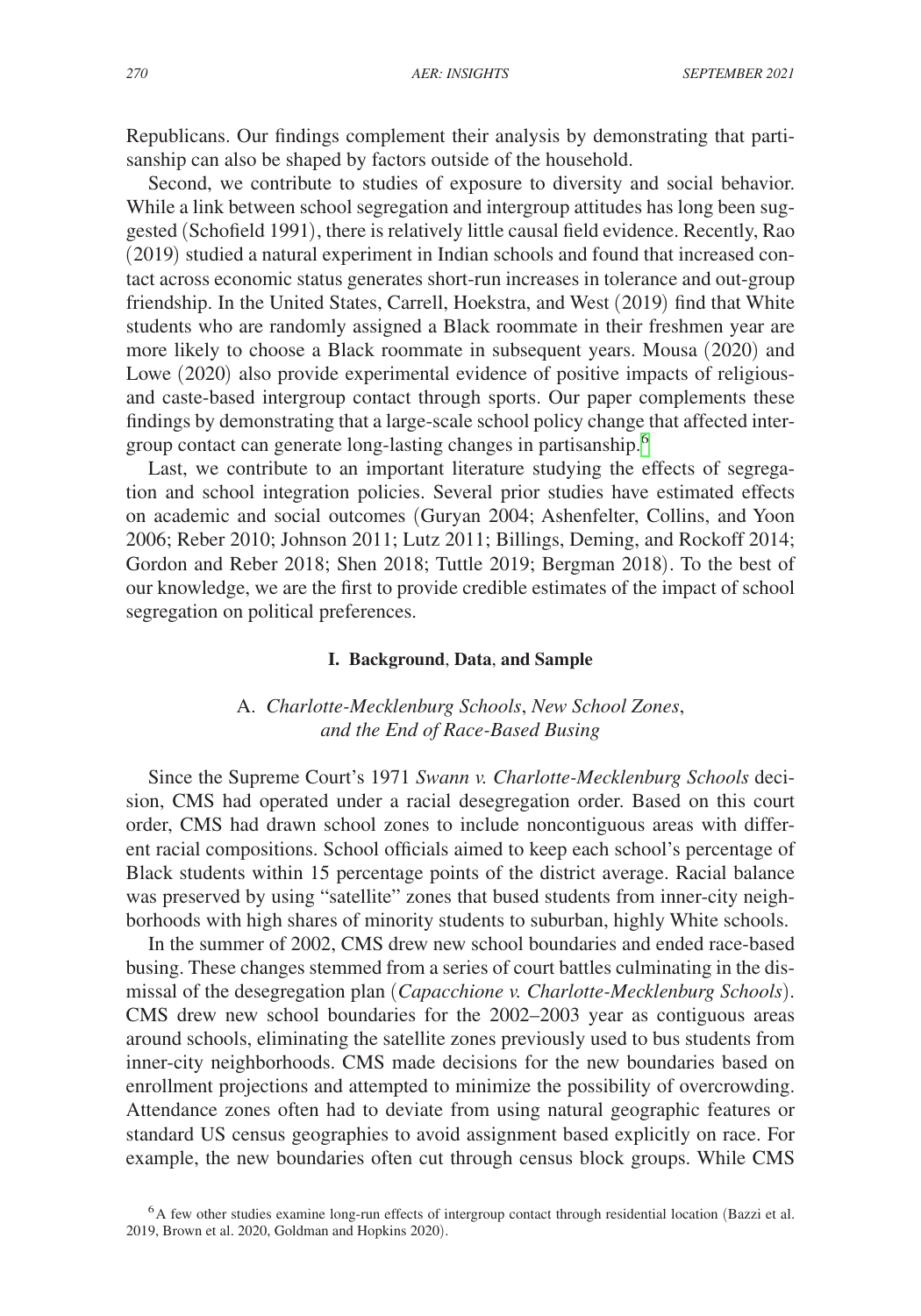Republicans. Our findings complement their analysis by demonstrating that partisanship can also be shaped by factors outside of the household.

Second, we contribute to studies of exposure to diversity and social behavior. While a link between school segregation and intergroup attitudes has long been suggested (Schofield 1991), there is relatively little causal field evidence. Recently, Rao (2019) studied a natural experiment in Indian schools and found that increased contact across economic status generates short-run increases in tolerance and out-group friendship. In the United States, Carrell, Hoekstra, and West (2019) find that White students who are randomly assigned a Black roommate in their freshmen year are more likely to choose a Black roommate in subsequent years. Mousa (2020) and Lowe (2020) also provide experimental evidence of positive impacts of religious- and caste-based intergroup contact through sports. Our paper complements these findings by demonstrating that a large-scale school policy change that affected intergroup contact can generate long-lasting changes in partisanship.[6]

Last, we contribute to an important literature studying the effects of segregation and school integration policies. Several prior studies have estimated effects on academic and social outcomes (Guryan 2004; Ashenfelter, Collins, and Yoon 2006; Reber 2010; Johnson 2011; Lutz 2011; Billings, Deming, and Rockoff 2014; Gordon and Reber 2018; Shen 2018; Tuttle 2019; Bergman 2018). To the best of our knowledge, we are the first to provide credible estimates of the impact of school segregation on political preferences.

## I. Background, Data, and Sample

### A. *Charlotte-Mecklenburg Schools*, *New School Zones*, *and the End of Race-Based Busing*

Since the Supreme Court's 1971 *Swann v. Charlotte-Mecklenburg Schools* decision, CMS had operated under a racial desegregation order. Based on this court order, CMS had drawn school zones to include noncontiguous areas with different racial compositions. School officials aimed to keep each school's percentage of Black students within 15 percentage points of the district average. Racial balance was preserved by using "satellite" zones that bused students from inner-city neighborhoods with high shares of minority students to suburban, highly White schools.

In the summer of 2002, CMS drew new school boundaries and ended race-based busing. These changes stemmed from a series of court battles culminating in the dismissal of the desegregation plan (*Capacchione v. Charlotte-Mecklenburg Schools*). CMS drew new school boundaries for the 2002–2003 year as contiguous areas around schools, eliminating the satellite zones previously used to bus students from inner-city neighborhoods. CMS made decisions for the new boundaries based on enrollment projections and attempted to minimize the possibility of overcrowding. Attendance zones often had to deviate from using natural geographic features or standard US census geographies to avoid assignment based explicitly on race. For example, the new boundaries often cut through census block groups. While CMS

[6] A few other studies examine long-run effects of intergroup contact through residential location (Bazzi et al. 2019, Brown et al. 2020, Goldman and Hopkins 2020).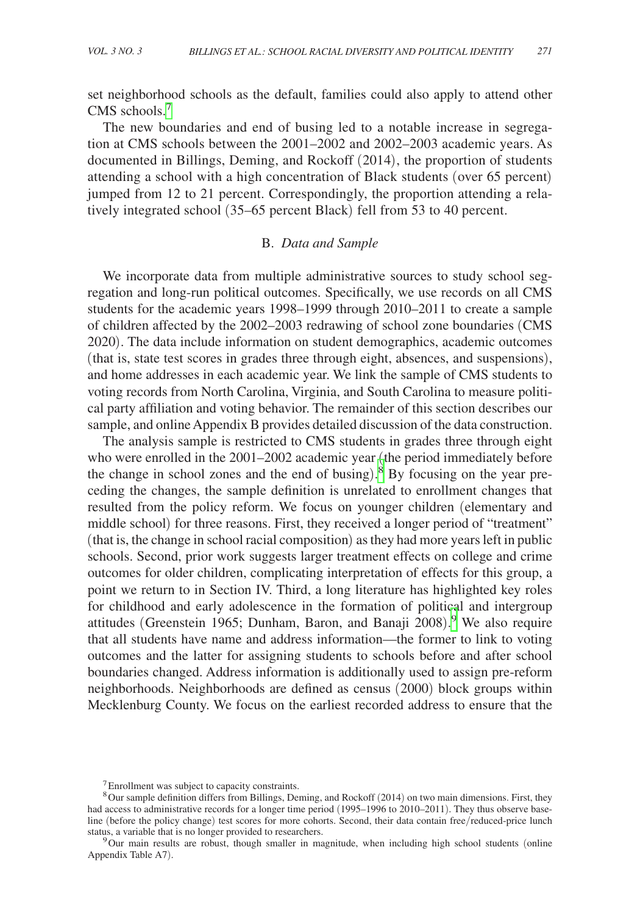set neighborhood schools as the default, families could also apply to attend other CMS schools.[7]

The new boundaries and end of busing led to a notable increase in segregation at CMS schools between the 2001–2002 and 2002–2003 academic years. As documented in Billings, Deming, and Rockoff (2014), the proportion of students attending a school with a high concentration of Black students (over 65 percent) jumped from 12 to 21 percent. Correspondingly, the proportion attending a relatively integrated school (35–65 percent Black) fell from 53 to 40 percent.

### B. *Data and Sample*

We incorporate data from multiple administrative sources to study school segregation and long-run political outcomes. Specifically, we use records on all CMS students for the academic years 1998–1999 through 2010–2011 to create a sample of children affected by the 2002–2003 redrawing of school zone boundaries (CMS 2020). The data include information on student demographics, academic outcomes (that is, state test scores in grades three through eight, absences, and suspensions), and home addresses in each academic year. We link the sample of CMS students to voting records from North Carolina, Virginia, and South Carolina to measure political party affiliation and voting behavior. The remainder of this section describes our sample, and online Appendix B provides detailed discussion of the data construction.

The analysis sample is restricted to CMS students in grades three through eight who were enrolled in the 2001–2002 academic year (the period immediately before the change in school zones and the end of busing).[8] By focusing on the year preceding the changes, the sample definition is unrelated to enrollment changes that resulted from the policy reform. We focus on younger children (elementary and middle school) for three reasons. First, they received a longer period of "treatment" (that is, the change in school racial composition) as they had more years left in public schools. Second, prior work suggests larger treatment effects on college and crime outcomes for older children, complicating interpretation of effects for this group, a point we return to in Section IV. Third, a long literature has highlighted key roles for childhood and early adolescence in the formation of political and intergroup attitudes (Greenstein 1965; Dunham, Baron, and Banaji 2008).[9] We also require that all students have name and address information—the former to link to voting outcomes and the latter for assigning students to schools before and after school boundaries changed. Address information is additionally used to assign pre-reform neighborhoods. Neighborhoods are defined as census (2000) block groups within Mecklenburg County. We focus on the earliest recorded address to ensure that the

---

[7] Enrollment was subject to capacity constraints.

[8] Our sample definition differs from Billings, Deming, and Rockoff (2014) on two main dimensions. First, they had access to administrative records for a longer time period (1995–1996 to 2010–2011). They thus observe baseline (before the policy change) test scores for more cohorts. Second, their data contain free/reduced-price lunch status, a variable that is no longer provided to researchers.

[9] Our main results are robust, though smaller in magnitude, when including high school students (online Appendix Table A7).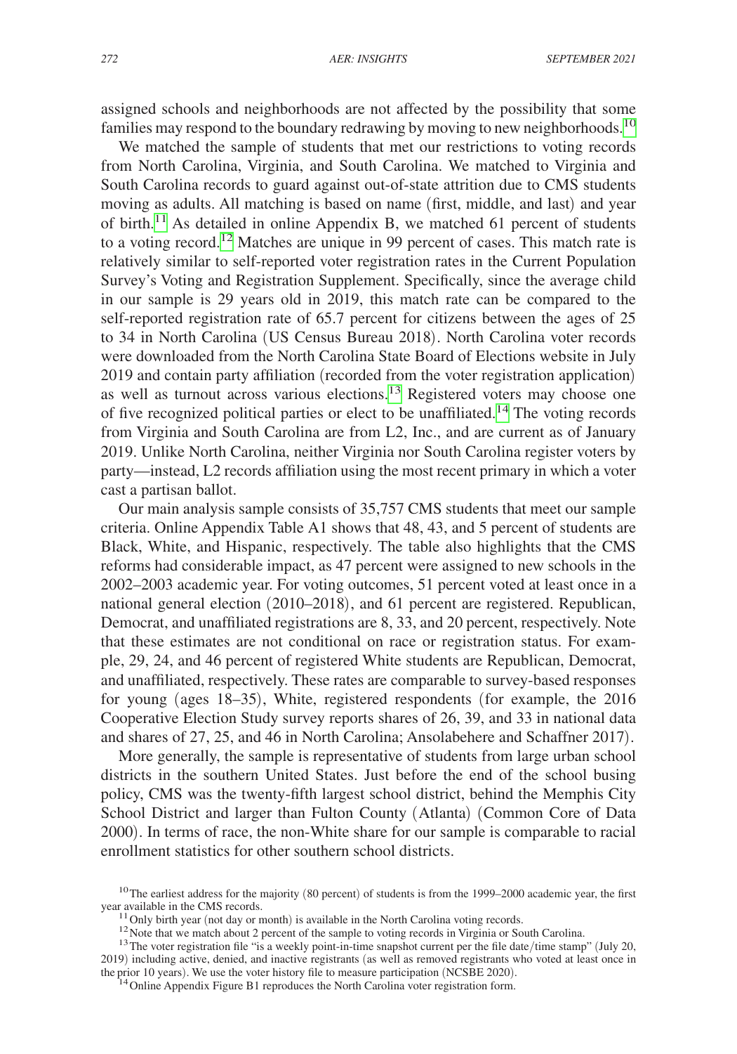assigned schools and neighborhoods are not affected by the possibility that some families may respond to the boundary redrawing by moving to new neighborhoods.[10]

We matched the sample of students that met our restrictions to voting records from North Carolina, Virginia, and South Carolina. We matched to Virginia and South Carolina records to guard against out-of-state attrition due to CMS students moving as adults. All matching is based on name (first, middle, and last) and year of birth.[11] As detailed in online Appendix B, we matched 61 percent of students to a voting record.[12] Matches are unique in 99 percent of cases. This match rate is relatively similar to self-reported voter registration rates in the Current Population Survey's Voting and Registration Supplement. Specifically, since the average child in our sample is 29 years old in 2019, this match rate can be compared to the self-reported registration rate of 65.7 percent for citizens between the ages of 25 to 34 in North Carolina (US Census Bureau 2018). North Carolina voter records were downloaded from the North Carolina State Board of Elections website in July 2019 and contain party affiliation (recorded from the voter registration application) as well as turnout across various elections.[13] Registered voters may choose one of five recognized political parties or elect to be unaffiliated.[14] The voting records from Virginia and South Carolina are from L2, Inc., and are current as of January 2019. Unlike North Carolina, neither Virginia nor South Carolina register voters by party—instead, L2 records affiliation using the most recent primary in which a voter cast a partisan ballot.

Our main analysis sample consists of 35,757 CMS students that meet our sample criteria. Online Appendix Table A1 shows that 48, 43, and 5 percent of students are Black, White, and Hispanic, respectively. The table also highlights that the CMS reforms had considerable impact, as 47 percent were assigned to new schools in the 2002–2003 academic year. For voting outcomes, 51 percent voted at least once in a national general election (2010–2018), and 61 percent are registered. Republican, Democrat, and unaffiliated registrations are 8, 33, and 20 percent, respectively. Note that these estimates are not conditional on race or registration status. For example, 29, 24, and 46 percent of registered White students are Republican, Democrat, and unaffiliated, respectively. These rates are comparable to survey-based responses for young (ages 18–35), White, registered respondents (for example, the 2016 Cooperative Election Study survey reports shares of 26, 39, and 33 in national data and shares of 27, 25, and 46 in North Carolina; Ansolabehere and Schaffner 2017).

More generally, the sample is representative of students from large urban school districts in the southern United States. Just before the end of the school busing policy, CMS was the twenty-fifth largest school district, behind the Memphis City School District and larger than Fulton County (Atlanta) (Common Core of Data 2000). In terms of race, the non-White share for our sample is comparable to racial enrollment statistics for other southern school districts.

[10] The earliest address for the majority (80 percent) of students is from the 1999–2000 academic year, the first year available in the CMS records.

[11] Only birth year (not day or month) is available in the North Carolina voting records.

[12] Note that we match about 2 percent of the sample to voting records in Virginia or South Carolina.

[13] The voter registration file "is a weekly point-in-time snapshot current per the file date/time stamp" (July 20, 2019) including active, denied, and inactive registrants (as well as removed registrants who voted at least once in the prior 10 years). We use the voter history file to measure participation (NCSBE 2020).

[14] Online Appendix Figure B1 reproduces the North Carolina voter registration form.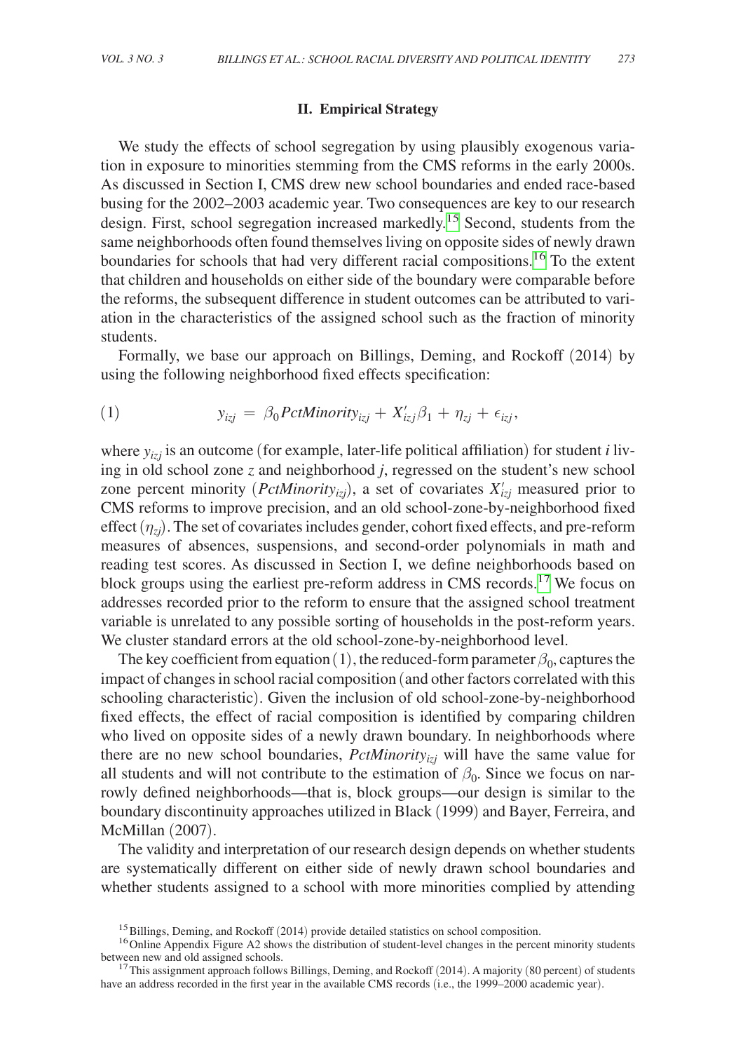## II. Empirical Strategy

We study the effects of school segregation by using plausibly exogenous variation in exposure to minorities stemming from the CMS reforms in the early 2000s. As discussed in Section I, CMS drew new school boundaries and ended race-based busing for the 2002–2003 academic year. Two consequences are key to our research design. First, school segregation increased markedly.[15] Second, students from the same neighborhoods often found themselves living on opposite sides of newly drawn boundaries for schools that had very different racial compositions.[16] To the extent that children and households on either side of the boundary were comparable before the reforms, the subsequent difference in student outcomes can be attributed to variation in the characteristics of the assigned school such as the fraction of minority students.

Formally, we base our approach on Billings, Deming, and Rockoff (2014) by using the following neighborhood fixed effects specification:

$$y_{izj} = \beta_0 PctMinority_{izj} + X'_{izj}\beta_1 + \eta_{zj} + \epsilon_{izj}, \tag{1}$$

where $y_{izj}$ is an outcome (for example, later-life political affiliation) for student $i$ living in old school zone $z$ and neighborhood $j$, regressed on the student's new school zone percent minority ($PctMinority_{izj}$), a set of covariates $X'_{izj}$ measured prior to CMS reforms to improve precision, and an old school-zone-by-neighborhood fixed effect ($\eta_{zj}$). The set of covariates includes gender, cohort fixed effects, and pre-reform measures of absences, suspensions, and second-order polynomials in math and reading test scores. As discussed in Section I, we define neighborhoods based on block groups using the earliest pre-reform address in CMS records.[17] We focus on addresses recorded prior to the reform to ensure that the assigned school treatment variable is unrelated to any possible sorting of households in the post-reform years. We cluster standard errors at the old school-zone-by-neighborhood level.

The key coefficient from equation (1), the reduced-form parameter $\beta_0$, captures the impact of changes in school racial composition (and other factors correlated with this schooling characteristic). Given the inclusion of old school-zone-by-neighborhood fixed effects, the effect of racial composition is identified by comparing children who lived on opposite sides of a newly drawn boundary. In neighborhoods where there are no new school boundaries, $PctMinority_{izj}$ will have the same value for all students and will not contribute to the estimation of $\beta_0$. Since we focus on narrowly defined neighborhoods—that is, block groups—our design is similar to the boundary discontinuity approaches utilized in Black (1999) and Bayer, Ferreira, and McMillan (2007).

The validity and interpretation of our research design depends on whether students are systematically different on either side of newly drawn school boundaries and whether students assigned to a school with more minorities complied by attending

[15] Billings, Deming, and Rockoff (2014) provide detailed statistics on school composition.

[16] Online Appendix Figure A2 shows the distribution of student-level changes in the percent minority students between new and old assigned schools.

[17] This assignment approach follows Billings, Deming, and Rockoff (2014). A majority (80 percent) of students have an address recorded in the first year in the available CMS records (i.e., the 1999–2000 academic year).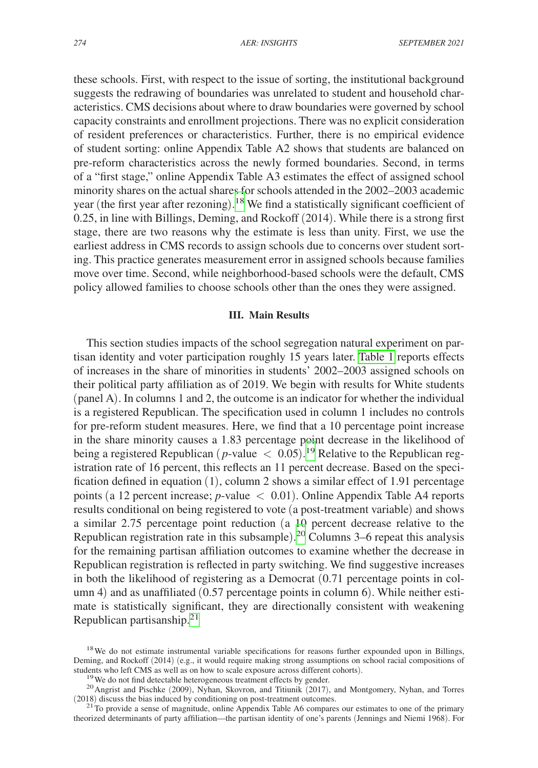these schools. First, with respect to the issue of sorting, the institutional background suggests the redrawing of boundaries was unrelated to student and household characteristics. CMS decisions about where to draw boundaries were governed by school capacity constraints and enrollment projections. There was no explicit consideration of resident preferences or characteristics. Further, there is no empirical evidence of student sorting: online Appendix Table A2 shows that students are balanced on pre-reform characteristics across the newly formed boundaries. Second, in terms of a "first stage," online Appendix Table A3 estimates the effect of assigned school minority shares on the actual shares for schools attended in the 2002–2003 academic year (the first year after rezoning).[18] We find a statistically significant coefficient of 0.25, in line with Billings, Deming, and Rockoff (2014). While there is a strong first stage, there are two reasons why the estimate is less than unity. First, we use the earliest address in CMS records to assign schools due to concerns over student sorting. This practice generates measurement error in assigned schools because families move over time. Second, while neighborhood-based schools were the default, CMS policy allowed families to choose schools other than the ones they were assigned.

## III. Main Results

This section studies impacts of the school segregation natural experiment on partisan identity and voter participation roughly 15 years later. Table 1 reports effects of increases in the share of minorities in students' 2002–2003 assigned schools on their political party affiliation as of 2019. We begin with results for White students (panel A). In columns 1 and 2, the outcome is an indicator for whether the individual is a registered Republican. The specification used in column 1 includes no controls for pre-reform student measures. Here, we find that a 10 percentage point increase in the share minority causes a 1.83 percentage point decrease in the likelihood of being a registered Republican ($p$-value $< 0.05$).[19] Relative to the Republican registration rate of 16 percent, this reflects an 11 percent decrease. Based on the specification defined in equation (1), column 2 shows a similar effect of 1.91 percentage points (a 12 percent increase; $p$-value $< 0.01$). Online Appendix Table A4 reports results conditional on being registered to vote (a post-treatment variable) and shows a similar 2.75 percentage point reduction (a 10 percent decrease relative to the Republican registration rate in this subsample).[20] Columns 3–6 repeat this analysis for the remaining partisan affiliation outcomes to examine whether the decrease in Republican registration is reflected in party switching. We find suggestive increases in both the likelihood of registering as a Democrat (0.71 percentage points in column 4) and as unaffiliated (0.57 percentage points in column 6). While neither estimate is statistically significant, they are directionally consistent with weakening Republican partisanship.[21]

[18] We do not estimate instrumental variable specifications for reasons further expounded upon in Billings, Deming, and Rockoff (2014) (e.g., it would require making strong assumptions on school racial compositions of students who left CMS as well as on how to scale exposure across different cohorts).

[19] We do not find detectable heterogeneous treatment effects by gender.

[20] Angrist and Pischke (2009), Nyhan, Skovron, and Titiunik (2017), and Montgomery, Nyhan, and Torres (2018) discuss the bias induced by conditioning on post-treatment outcomes.

[21] To provide a sense of magnitude, online Appendix Table A6 compares our estimates to one of the primary theorized determinants of party affiliation—the partisan identity of one's parents (Jennings and Niemi 1968). For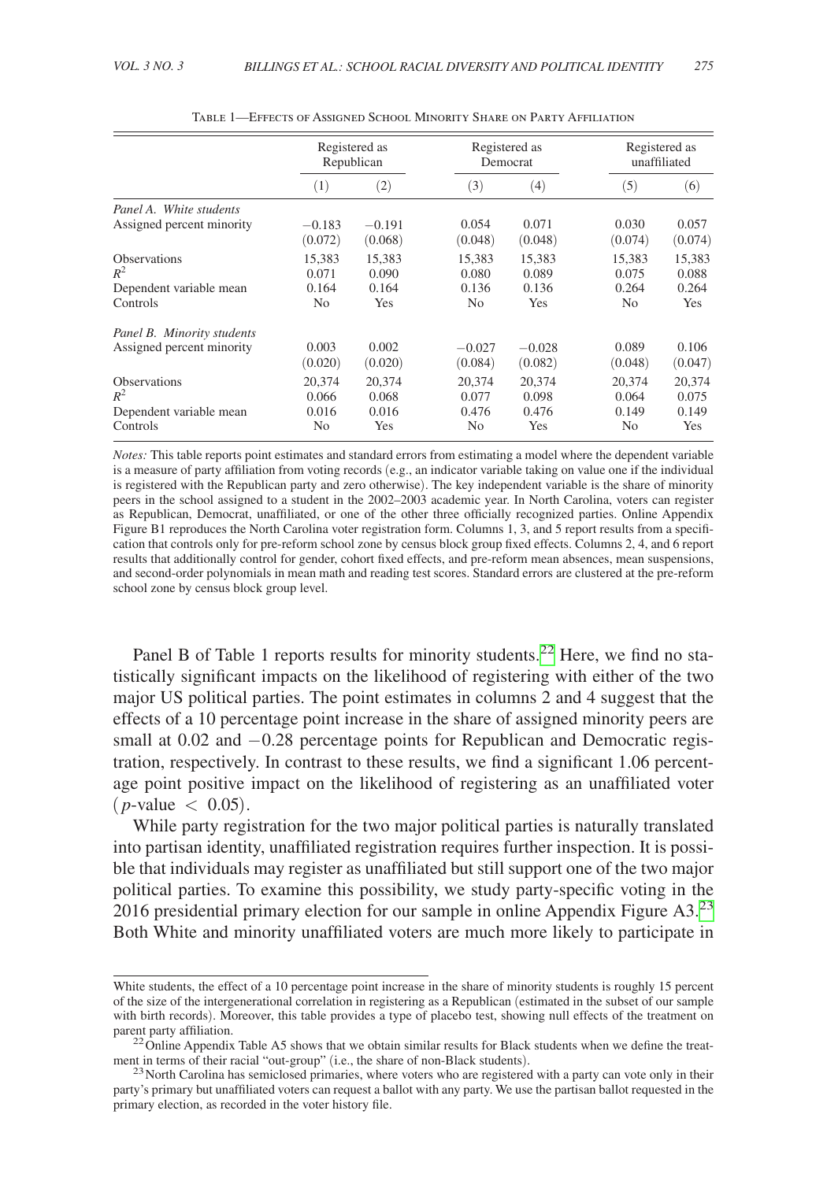Table 1—Effects of Assigned School Minority Share on Party Affiliation

| | Registered as Republican | | Registered as Democrat | | Registered as unaffiliated | |
|---|---|---|---|---|---|---|
| | (1) | (2) | (3) | (4) | (5) | (6) |
| *Panel A. White students* | | | | | | |
| Assigned percent minority | −0.183 | −0.191 | 0.054 | 0.071 | 0.030 | 0.057 |
| | (0.072) | (0.068) | (0.048) | (0.048) | (0.074) | (0.074) |
| Observations | 15,383 | 15,383 | 15,383 | 15,383 | 15,383 | 15,383 |
| $R^2$ | 0.071 | 0.090 | 0.080 | 0.089 | 0.075 | 0.088 |
| Dependent variable mean | 0.164 | 0.164 | 0.136 | 0.136 | 0.264 | 0.264 |
| Controls | No | Yes | No | Yes | No | Yes |
| *Panel B. Minority students* | | | | | | |
| Assigned percent minority | 0.003 | 0.002 | −0.027 | −0.028 | 0.089 | 0.106 |
| | (0.020) | (0.020) | (0.084) | (0.082) | (0.048) | (0.047) |
| Observations | 20,374 | 20,374 | 20,374 | 20,374 | 20,374 | 20,374 |
| $R^2$ | 0.066 | 0.068 | 0.077 | 0.098 | 0.064 | 0.075 |
| Dependent variable mean | 0.016 | 0.016 | 0.476 | 0.476 | 0.149 | 0.149 |
| Controls | No | Yes | No | Yes | No | Yes |

*Notes:* This table reports point estimates and standard errors from estimating a model where the dependent variable is a measure of party affiliation from voting records (e.g., an indicator variable taking on value one if the individual is registered with the Republican party and zero otherwise). The key independent variable is the share of minority peers in the school assigned to a student in the 2002–2003 academic year. In North Carolina, voters can register as Republican, Democrat, unaffiliated, or one of the other three officially recognized parties. Online Appendix Figure B1 reproduces the North Carolina voter registration form. Columns 1, 3, and 5 report results from a specification that controls only for pre-reform school zone by census block group fixed effects. Columns 2, 4, and 6 report results that additionally control for gender, cohort fixed effects, and pre-reform mean absences, mean suspensions, and second-order polynomials in mean math and reading test scores. Standard errors are clustered at the pre-reform school zone by census block group level.

Panel B of Table 1 reports results for minority students.[22] Here, we find no statistically significant impacts on the likelihood of registering with either of the two major US political parties. The point estimates in columns 2 and 4 suggest that the effects of a 10 percentage point increase in the share of assigned minority peers are small at 0.02 and −0.28 percentage points for Republican and Democratic registration, respectively. In contrast to these results, we find a significant 1.06 percentage point positive impact on the likelihood of registering as an unaffiliated voter ($p$-value $< 0.05$).

While party registration for the two major political parties is naturally translated into partisan identity, unaffiliated registration requires further inspection. It is possible that individuals may register as unaffiliated but still support one of the two major political parties. To examine this possibility, we study party-specific voting in the 2016 presidential primary election for our sample in online Appendix Figure A3.[23] Both White and minority unaffiliated voters are much more likely to participate in

White students, the effect of a 10 percentage point increase in the share of minority students is roughly 15 percent of the size of the intergenerational correlation in registering as a Republican (estimated in the subset of our sample with birth records). Moreover, this table provides a type of placebo test, showing null effects of the treatment on parent party affiliation.

[22] Online Appendix Table A5 shows that we obtain similar results for Black students when we define the treatment in terms of their racial "out-group" (i.e., the share of non-Black students).

[23] North Carolina has semiclosed primaries, where voters who are registered with a party can vote only in their party's primary but unaffiliated voters can request a ballot with any party. We use the partisan ballot requested in the primary election, as recorded in the voter history file.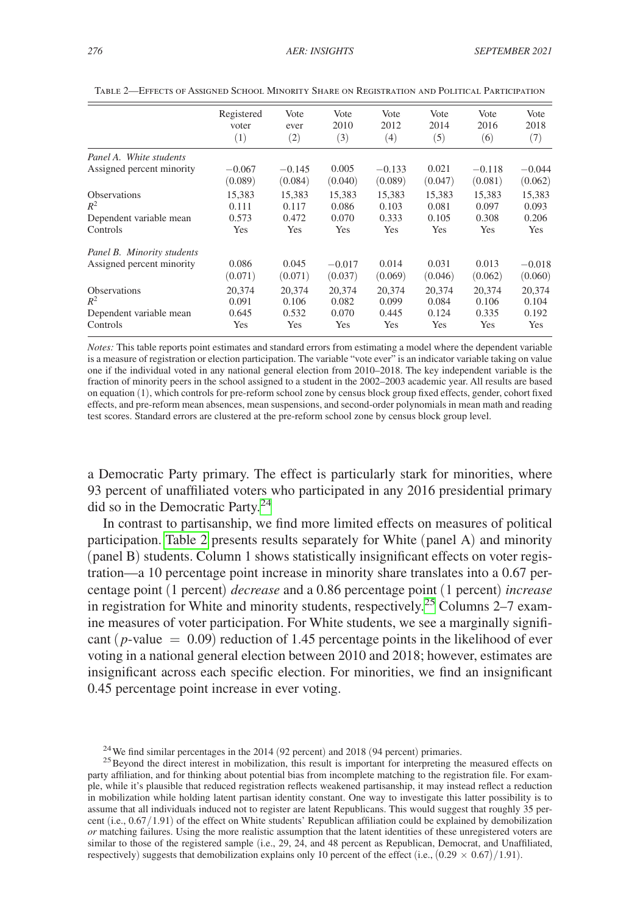Table 2—Effects of Assigned School Minority Share on Registration and Political Participation

| | Registered voter (1) | Vote ever (2) | Vote 2010 (3) | Vote 2012 (4) | Vote 2014 (5) | Vote 2016 (6) | Vote 2018 (7) |
|---|---|---|---|---|---|---|---|
| *Panel A. White students* | | | | | | | |
| Assigned percent minority | −0.067 | −0.145 | 0.005 | −0.133 | 0.021 | −0.118 | −0.044 |
| | (0.089) | (0.084) | (0.040) | (0.089) | (0.047) | (0.081) | (0.062) |
| Observations | 15,383 | 15,383 | 15,383 | 15,383 | 15,383 | 15,383 | 15,383 |
| $R^2$ | 0.111 | 0.117 | 0.086 | 0.103 | 0.081 | 0.097 | 0.093 |
| Dependent variable mean | 0.573 | 0.472 | 0.070 | 0.333 | 0.105 | 0.308 | 0.206 |
| Controls | Yes | Yes | Yes | Yes | Yes | Yes | Yes |
| *Panel B. Minority students* | | | | | | | |
| Assigned percent minority | 0.086 | 0.045 | −0.017 | 0.014 | 0.031 | 0.013 | −0.018 |
| | (0.071) | (0.071) | (0.037) | (0.069) | (0.046) | (0.062) | (0.060) |
| Observations | 20,374 | 20,374 | 20,374 | 20,374 | 20,374 | 20,374 | 20,374 |
| $R^2$ | 0.091 | 0.106 | 0.082 | 0.099 | 0.084 | 0.106 | 0.104 |
| Dependent variable mean | 0.645 | 0.532 | 0.070 | 0.445 | 0.124 | 0.335 | 0.192 |
| Controls | Yes | Yes | Yes | Yes | Yes | Yes | Yes |

*Notes:* This table reports point estimates and standard errors from estimating a model where the dependent variable is a measure of registration or election participation. The variable "vote ever" is an indicator variable taking on value one if the individual voted in any national general election from 2010–2018. The key independent variable is the fraction of minority peers in the school assigned to a student in the 2002–2003 academic year. All results are based on equation (1), which controls for pre-reform school zone by census block group fixed effects, gender, cohort fixed effects, and pre-reform mean absences, mean suspensions, and second-order polynomials in mean math and reading test scores. Standard errors are clustered at the pre-reform school zone by census block group level.

a Democratic Party primary. The effect is particularly stark for minorities, where 93 percent of unaffiliated voters who participated in any 2016 presidential primary did so in the Democratic Party.[24]

In contrast to partisanship, we find more limited effects on measures of political participation. Table 2 presents results separately for White (panel A) and minority (panel B) students. Column 1 shows statistically insignificant effects on voter registration—a 10 percentage point increase in minority share translates into a 0.67 percentage point (1 percent) *decrease* and a 0.86 percentage point (1 percent) *increase* in registration for White and minority students, respectively.[25] Columns 2–7 examine measures of voter participation. For White students, we see a marginally significant ($p$-value $= 0.09$) reduction of 1.45 percentage points in the likelihood of ever voting in a national general election between 2010 and 2018; however, estimates are insignificant across each specific election. For minorities, we find an insignificant 0.45 percentage point increase in ever voting.

[24] We find similar percentages in the 2014 (92 percent) and 2018 (94 percent) primaries.

[25] Beyond the direct interest in mobilization, this result is important for interpreting the measured effects on party affiliation, and for thinking about potential bias from incomplete matching to the registration file. For example, while it's plausible that reduced registration reflects weakened partisanship, it may instead reflect a reduction in mobilization while holding latent partisan identity constant. One way to investigate this latter possibility is to assume that all individuals induced not to register are latent Republicans. This would suggest that roughly 35 percent (i.e., $0.67/1.91$) of the effect on White students' Republican affiliation could be explained by demobilization *or* matching failures. Using the more realistic assumption that the latent identities of these unregistered voters are similar to those of the registered sample (i.e., 29, 24, and 48 percent as Republican, Democrat, and Unaffiliated, respectively) suggests that demobilization explains only 10 percent of the effect (i.e., $(0.29 \times 0.67)/1.91$).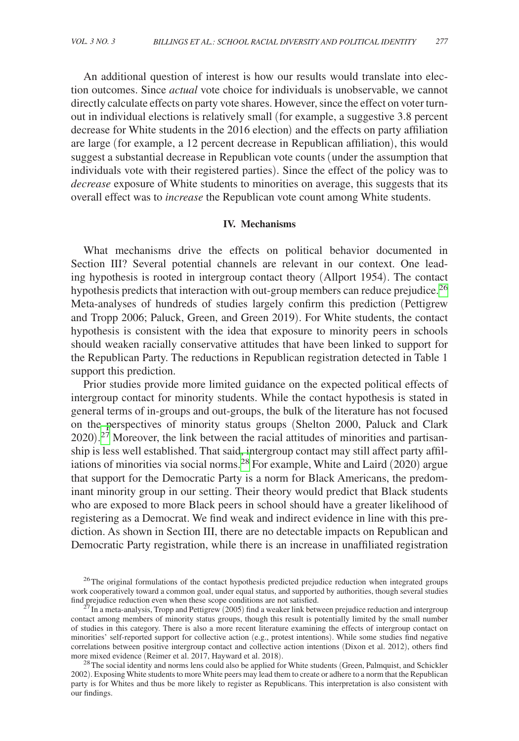An additional question of interest is how our results would translate into election outcomes. Since *actual* vote choice for individuals is unobservable, we cannot directly calculate effects on party vote shares. However, since the effect on voter turnout in individual elections is relatively small (for example, a suggestive 3.8 percent decrease for White students in the 2016 election) and the effects on party affiliation are large (for example, a 12 percent decrease in Republican affiliation), this would suggest a substantial decrease in Republican vote counts (under the assumption that individuals vote with their registered parties). Since the effect of the policy was to *decrease* exposure of White students to minorities on average, this suggests that its overall effect was to *increase* the Republican vote count among White students.

## IV. Mechanisms

What mechanisms drive the effects on political behavior documented in Section III? Several potential channels are relevant in our context. One leading hypothesis is rooted in intergroup contact theory (Allport 1954). The contact hypothesis predicts that interaction with out-group members can reduce prejudice.[26] Meta-analyses of hundreds of studies largely confirm this prediction (Pettigrew and Tropp 2006; Paluck, Green, and Green 2019). For White students, the contact hypothesis is consistent with the idea that exposure to minority peers in schools should weaken racially conservative attitudes that have been linked to support for the Republican Party. The reductions in Republican registration detected in Table 1 support this prediction.

Prior studies provide more limited guidance on the expected political effects of intergroup contact for minority students. While the contact hypothesis is stated in general terms of in-groups and out-groups, the bulk of the literature has not focused on the perspectives of minority status groups (Shelton 2000, Paluck and Clark 2020).[27] Moreover, the link between the racial attitudes of minorities and partisanship is less well established. That said, intergroup contact may still affect party affiliations of minorities via social norms.[28] For example, White and Laird (2020) argue that support for the Democratic Party is a norm for Black Americans, the predominant minority group in our setting. Their theory would predict that Black students who are exposed to more Black peers in school should have a greater likelihood of registering as a Democrat. We find weak and indirect evidence in line with this prediction. As shown in Section III, there are no detectable impacts on Republican and Democratic Party registration, while there is an increase in unaffiliated registration

[26] The original formulations of the contact hypothesis predicted prejudice reduction when integrated groups work cooperatively toward a common goal, under equal status, and supported by authorities, though several studies find prejudice reduction even when these scope conditions are not satisfied.

[27] In a meta-analysis, Tropp and Pettigrew (2005) find a weaker link between prejudice reduction and intergroup contact among members of minority status groups, though this result is potentially limited by the small number of studies in this category. There is also a more recent literature examining the effects of intergroup contact on minorities' self-reported support for collective action (e.g., protest intentions). While some studies find negative correlations between positive intergroup contact and collective action intentions (Dixon et al. 2012), others find more mixed evidence (Reimer et al. 2017, Hayward et al. 2018).

[28] The social identity and norms lens could also be applied for White students (Green, Palmquist, and Schickler 2002). Exposing White students to more White peers may lead them to create or adhere to a norm that the Republican party is for Whites and thus be more likely to register as Republicans. This interpretation is also consistent with our findings.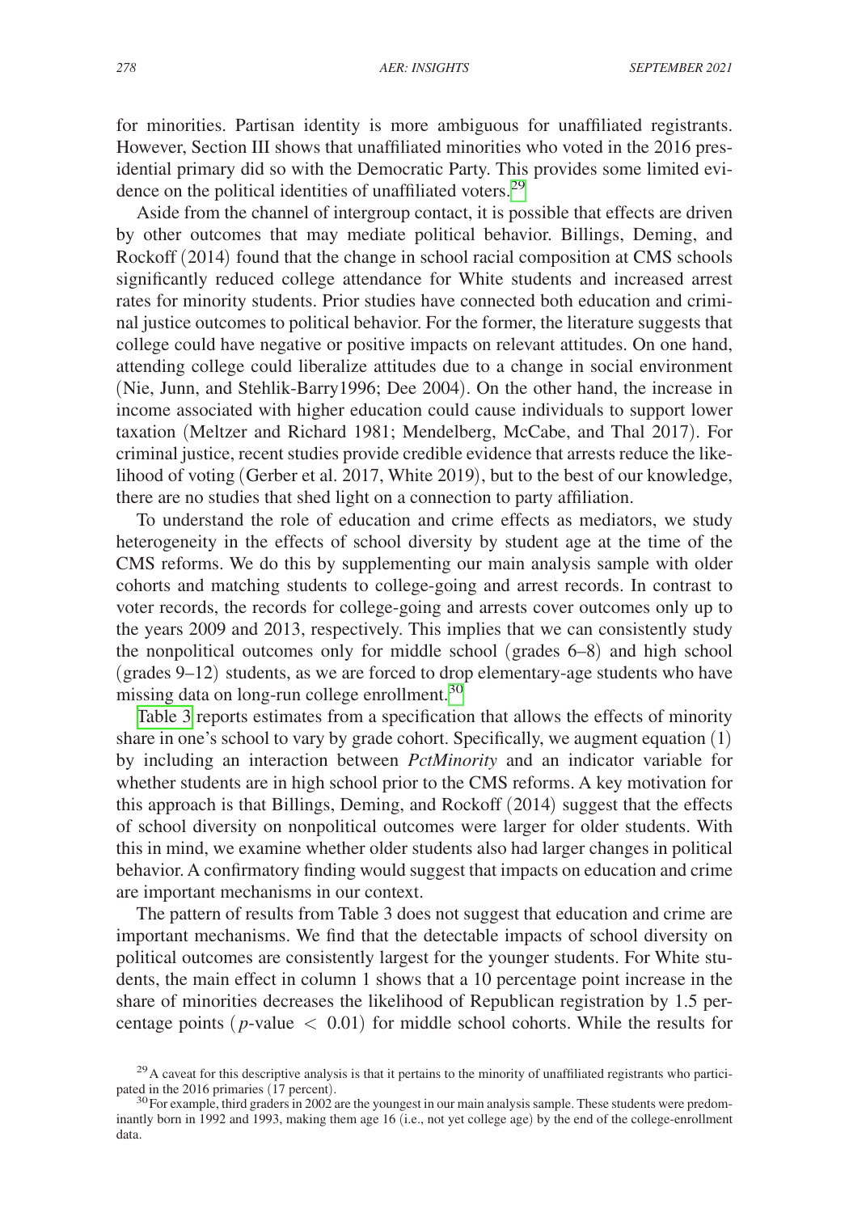for minorities. Partisan identity is more ambiguous for unaffiliated registrants. However, Section III shows that unaffiliated minorities who voted in the 2016 presidential primary did so with the Democratic Party. This provides some limited evidence on the political identities of unaffiliated voters.[29]

Aside from the channel of intergroup contact, it is possible that effects are driven by other outcomes that may mediate political behavior. Billings, Deming, and Rockoff (2014) found that the change in school racial composition at CMS schools significantly reduced college attendance for White students and increased arrest rates for minority students. Prior studies have connected both education and criminal justice outcomes to political behavior. For the former, the literature suggests that college could have negative or positive impacts on relevant attitudes. On one hand, attending college could liberalize attitudes due to a change in social environment (Nie, Junn, and Stehlik-Barry1996; Dee 2004). On the other hand, the increase in income associated with higher education could cause individuals to support lower taxation (Meltzer and Richard 1981; Mendelberg, McCabe, and Thal 2017). For criminal justice, recent studies provide credible evidence that arrests reduce the likelihood of voting (Gerber et al. 2017, White 2019), but to the best of our knowledge, there are no studies that shed light on a connection to party affiliation.

To understand the role of education and crime effects as mediators, we study heterogeneity in the effects of school diversity by student age at the time of the CMS reforms. We do this by supplementing our main analysis sample with older cohorts and matching students to college-going and arrest records. In contrast to voter records, the records for college-going and arrests cover outcomes only up to the years 2009 and 2013, respectively. This implies that we can consistently study the nonpolitical outcomes only for middle school (grades 6–8) and high school (grades 9–12) students, as we are forced to drop elementary-age students who have missing data on long-run college enrollment.[30]

Table 3 reports estimates from a specification that allows the effects of minority share in one's school to vary by grade cohort. Specifically, we augment equation (1) by including an interaction between *PctMinority* and an indicator variable for whether students are in high school prior to the CMS reforms. A key motivation for this approach is that Billings, Deming, and Rockoff (2014) suggest that the effects of school diversity on nonpolitical outcomes were larger for older students. With this in mind, we examine whether older students also had larger changes in political behavior. A confirmatory finding would suggest that impacts on education and crime are important mechanisms in our context.

The pattern of results from Table 3 does not suggest that education and crime are important mechanisms. We find that the detectable impacts of school diversity on political outcomes are consistently largest for the younger students. For White students, the main effect in column 1 shows that a 10 percentage point increase in the share of minorities decreases the likelihood of Republican registration by 1.5 percentage points ($p$-value $< 0.01$) for middle school cohorts. While the results for

[29] A caveat for this descriptive analysis is that it pertains to the minority of unaffiliated registrants who participated in the 2016 primaries (17 percent).

[30] For example, third graders in 2002 are the youngest in our main analysis sample. These students were predominantly born in 1992 and 1993, making them age 16 (i.e., not yet college age) by the end of the college-enrollment data.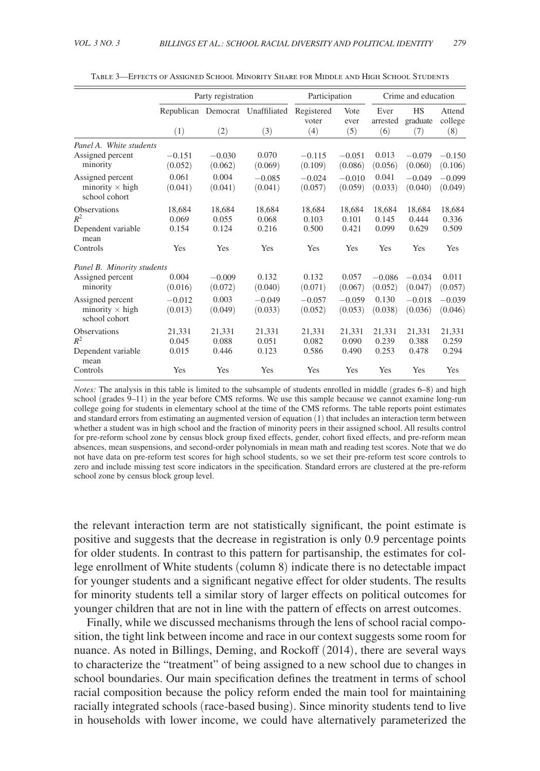Table 3—Effects of Assigned School Minority Share for Middle and High School Students

| | Party registration | | | Participation | | Crime and education | | |
|---|---|---|---|---|---|---|---|---|
| | Republican | Democrat | Unaffiliated | Registered voter | Vote ever | Ever arrested | HS graduate | Attend college |
| | (1) | (2) | (3) | (4) | (5) | (6) | (7) | (8) |
| *Panel A. White students* | | | | | | | | |
| Assigned percent minority | −0.151 | −0.030 | 0.070 | −0.115 | −0.051 | 0.013 | −0.079 | −0.150 |
| | (0.052) | (0.062) | (0.069) | (0.109) | (0.086) | (0.056) | (0.060) | (0.106) |
| Assigned percent minority × high school cohort | 0.061 | 0.004 | −0.085 | −0.024 | −0.010 | 0.041 | −0.049 | −0.099 |
| | (0.041) | (0.041) | (0.041) | (0.057) | (0.059) | (0.033) | (0.040) | (0.049) |
| Observations | 18,684 | 18,684 | 18,684 | 18,684 | 18,684 | 18,684 | 18,684 | 18,684 |
| $R^2$ | 0.069 | 0.055 | 0.068 | 0.103 | 0.101 | 0.145 | 0.444 | 0.336 |
| Dependent variable mean | 0.154 | 0.124 | 0.216 | 0.500 | 0.421 | 0.099 | 0.629 | 0.509 |
| Controls | Yes | Yes | Yes | Yes | Yes | Yes | Yes | Yes |
| *Panel B. Minority students* | | | | | | | | |
| Assigned percent minority | 0.004 | −0.009 | 0.132 | 0.132 | 0.057 | −0.086 | −0.034 | 0.011 |
| | (0.016) | (0.072) | (0.040) | (0.071) | (0.067) | (0.052) | (0.047) | (0.057) |
| Assigned percent minority × high school cohort | −0.012 | 0.003 | −0.049 | −0.057 | −0.059 | 0.130 | −0.018 | −0.039 |
| | (0.013) | (0.049) | (0.033) | (0.052) | (0.053) | (0.038) | (0.036) | (0.046) |
| Observations | 21,331 | 21,331 | 21,331 | 21,331 | 21,331 | 21,331 | 21,331 | 21,331 |
| $R^2$ | 0.045 | 0.088 | 0.051 | 0.082 | 0.090 | 0.239 | 0.388 | 0.259 |
| Dependent variable mean | 0.015 | 0.446 | 0.123 | 0.586 | 0.490 | 0.253 | 0.478 | 0.294 |
| Controls | Yes | Yes | Yes | Yes | Yes | Yes | Yes | Yes |

*Notes:* The analysis in this table is limited to the subsample of students enrolled in middle (grades 6–8) and high school (grades 9–11) in the year before CMS reforms. We use this sample because we cannot examine long-run college going for students in elementary school at the time of the CMS reforms. The table reports point estimates and standard errors from estimating an augmented version of equation (1) that includes an interaction term between whether a student was in high school and the fraction of minority peers in their assigned school. All results control for pre-reform school zone by census block group fixed effects, gender, cohort fixed effects, and pre-reform mean absences, mean suspensions, and second-order polynomials in mean math and reading test scores. Note that we do not have data on pre-reform test scores for high school students, so we set their pre-reform test score controls to zero and include missing test score indicators in the specification. Standard errors are clustered at the pre-reform school zone by census block group level.

the relevant interaction term are not statistically significant, the point estimate is positive and suggests that the decrease in registration is only 0.9 percentage points for older students. In contrast to this pattern for partisanship, the estimates for college enrollment of White students (column 8) indicate there is no detectable impact for younger students and a significant negative effect for older students. The results for minority students tell a similar story of larger effects on political outcomes for younger children that are not in line with the pattern of effects on arrest outcomes.

Finally, while we discussed mechanisms through the lens of school racial composition, the tight link between income and race in our context suggests some room for nuance. As noted in Billings, Deming, and Rockoff (2014), there are several ways to characterize the "treatment" of being assigned to a new school due to changes in school boundaries. Our main specification defines the treatment in terms of school racial composition because the policy reform ended the main tool for maintaining racially integrated schools (race-based busing). Since minority students tend to live in households with lower income, we could have alternatively parameterized the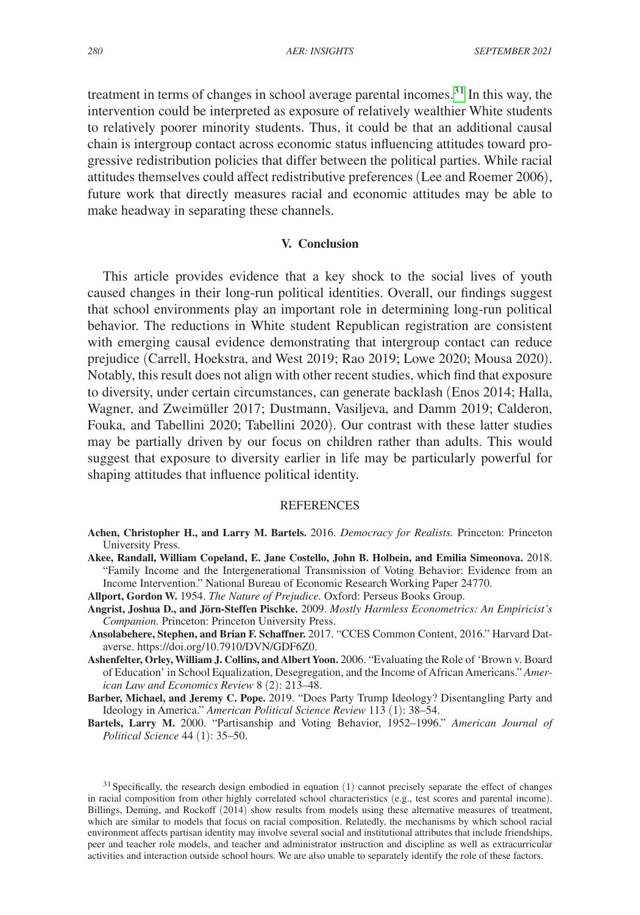treatment in terms of changes in school average parental incomes.[31] In this way, the intervention could be interpreted as exposure of relatively wealthier White students to relatively poorer minority students. Thus, it could be that an additional causal chain is intergroup contact across economic status influencing attitudes toward progressive redistribution policies that differ between the political parties. While racial attitudes themselves could affect redistributive preferences (Lee and Roemer 2006), future work that directly measures racial and economic attitudes may be able to make headway in separating these channels.

## V. Conclusion

This article provides evidence that a key shock to the social lives of youth caused changes in their long-run political identities. Overall, our findings suggest that school environments play an important role in determining long-run political behavior. The reductions in White student Republican registration are consistent with emerging causal evidence demonstrating that intergroup contact can reduce prejudice (Carrell, Hoekstra, and West 2019; Rao 2019; Lowe 2020; Mousa 2020). Notably, this result does not align with other recent studies, which find that exposure to diversity, under certain circumstances, can generate backlash (Enos 2014; Halla, Wagner, and Zweimüller 2017; Dustmann, Vasiljeva, and Damm 2019; Calderon, Fouka, and Tabellini 2020; Tabellini 2020). Our contrast with these latter studies may be partially driven by our focus on children rather than adults. This would suggest that exposure to diversity earlier in life may be particularly powerful for shaping attitudes that influence political identity.

## REFERENCES

**Achen, Christopher H., and Larry M. Bartels.** 2016. *Democracy for Realists.* Princeton: Princeton University Press.

**Akee, Randall, William Copeland, E. Jane Costello, John B. Holbein, and Emilia Simeonova.** 2018. "Family Income and the Intergenerational Transmission of Voting Behavior: Evidence from an Income Intervention." National Bureau of Economic Research Working Paper 24770.

**Allport, Gordon W.** 1954. *The Nature of Prejudice.* Oxford: Perseus Books Group.

**Angrist, Joshua D., and Jörn-Steffen Pischke.** 2009. *Mostly Harmless Econometrics: An Empiricist's Companion.* Princeton: Princeton University Press.

**Ansolabehere, Stephen, and Brian F. Schaffner.** 2017. "CCES Common Content, 2016." Harvard Dataverse. https://doi.org/10.7910/DVN/GDF6Z0.

**Ashenfelter, Orley, William J. Collins, and Albert Yoon.** 2006. "Evaluating the Role of 'Brown v. Board of Education' in School Equalization, Desegregation, and the Income of African Americans." *American Law and Economics Review* 8 (2): 213–48.

**Barber, Michael, and Jeremy C. Pope.** 2019. "Does Party Trump Ideology? Disentangling Party and Ideology in America." *American Political Science Review* 113 (1): 38–54.

**Bartels, Larry M.** 2000. "Partisanship and Voting Behavior, 1952–1996." *American Journal of Political Science* 44 (1): 35–50.

[31] Specifically, the research design embodied in equation (1) cannot precisely separate the effect of changes in racial composition from other highly correlated school characteristics (e.g., test scores and parental income). Billings, Deming, and Rockoff (2014) show results from models using these alternative measures of treatment, which are similar to models that focus on racial composition. Relatedly, the mechanisms by which school racial environment affects partisan identity may involve several social and institutional attributes that include friendships, peer and teacher role models, and teacher and administrator instruction and discipline as well as extracurricular activities and interaction outside school hours. We are also unable to separately identify the role of these factors.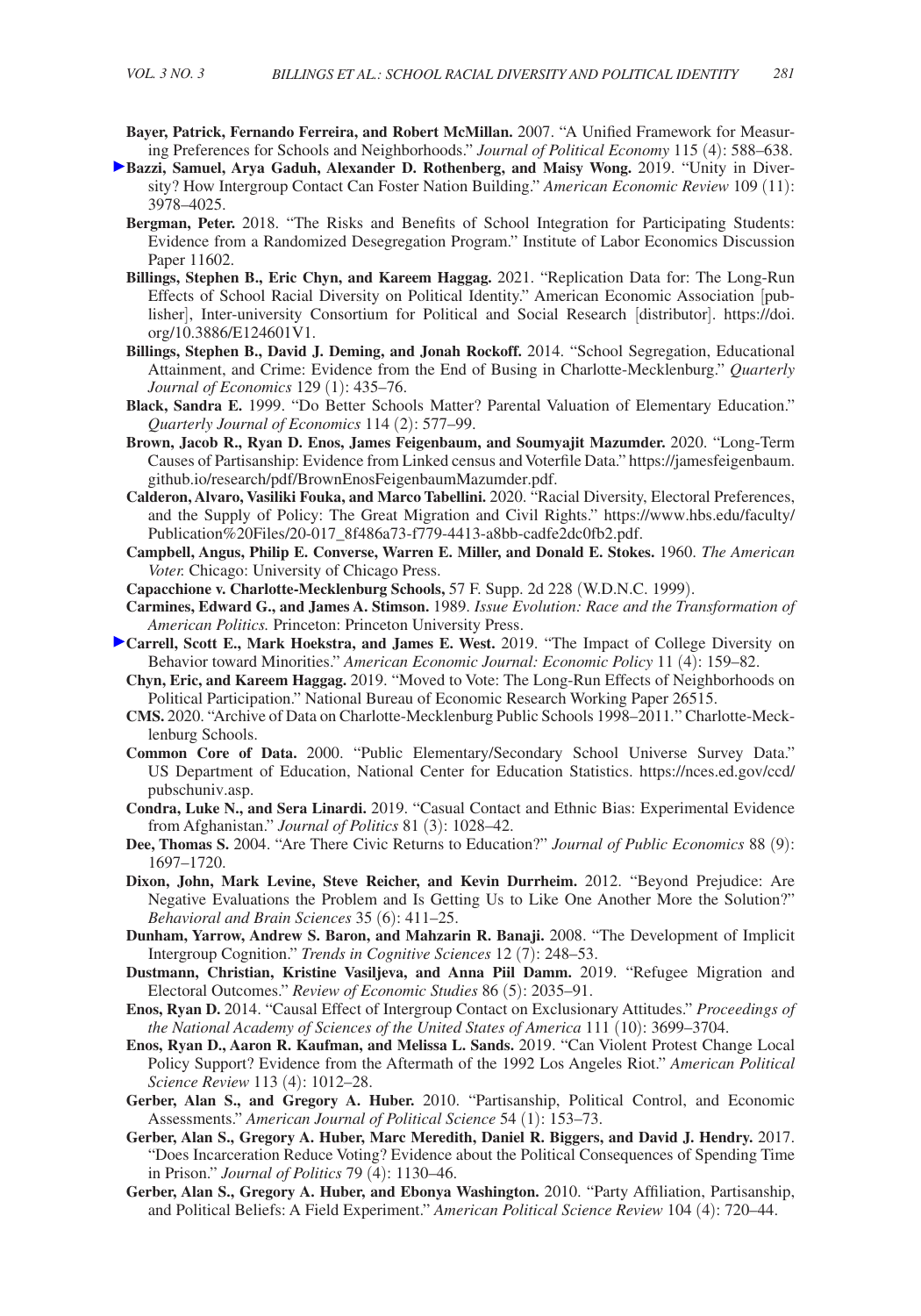**Bayer, Patrick, Fernando Ferreira, and Robert McMillan.** 2007. "A Unified Framework for Measuring Preferences for Schools and Neighborhoods." *Journal of Political Economy* 115 (4): 588–638.

**Bazzi, Samuel, Arya Gaduh, Alexander D. Rothenberg, and Maisy Wong.** 2019. "Unity in Diversity? How Intergroup Contact Can Foster Nation Building." *American Economic Review* 109 (11): 3978–4025.

**Bergman, Peter.** 2018. "The Risks and Benefits of School Integration for Participating Students: Evidence from a Randomized Desegregation Program." Institute of Labor Economics Discussion Paper 11602.

**Billings, Stephen B., Eric Chyn, and Kareem Haggag.** 2021. "Replication Data for: The Long-Run Effects of School Racial Diversity on Political Identity." American Economic Association [publisher], Inter-university Consortium for Political and Social Research [distributor]. https://doi.org/10.3886/E124601V1.

**Billings, Stephen B., David J. Deming, and Jonah Rockoff.** 2014. "School Segregation, Educational Attainment, and Crime: Evidence from the End of Busing in Charlotte-Mecklenburg." *Quarterly Journal of Economics* 129 (1): 435–76.

**Black, Sandra E.** 1999. "Do Better Schools Matter? Parental Valuation of Elementary Education." *Quarterly Journal of Economics* 114 (2): 577–99.

**Brown, Jacob R., Ryan D. Enos, James Feigenbaum, and Soumyajit Mazumder.** 2020. "Long-Term Causes of Partisanship: Evidence from Linked census and Voterfile Data." https://jamesfeigenbaum.github.io/research/pdf/BrownEnosFeigenbaumMazumder.pdf.

**Calderon, Alvaro, Vasiliki Fouka, and Marco Tabellini.** 2020. "Racial Diversity, Electoral Preferences, and the Supply of Policy: The Great Migration and Civil Rights." https://www.hbs.edu/faculty/Publication%20Files/20-017_8f486a73-f779-4413-a8bb-cadfe2dc0fb2.pdf.

**Campbell, Angus, Philip E. Converse, Warren E. Miller, and Donald E. Stokes.** 1960. *The American Voter.* Chicago: University of Chicago Press.

**Capacchione v. Charlotte-Mecklenburg Schools,** 57 F. Supp. 2d 228 (W.D.N.C. 1999).

**Carmines, Edward G., and James A. Stimson.** 1989. *Issue Evolution: Race and the Transformation of American Politics.* Princeton: Princeton University Press.

**Carrell, Scott E., Mark Hoekstra, and James E. West.** 2019. "The Impact of College Diversity on Behavior toward Minorities." *American Economic Journal: Economic Policy* 11 (4): 159–82.

**Chyn, Eric, and Kareem Haggag.** 2019. "Moved to Vote: The Long-Run Effects of Neighborhoods on Political Participation." National Bureau of Economic Research Working Paper 26515.

**CMS.** 2020. "Archive of Data on Charlotte-Mecklenburg Public Schools 1998–2011." Charlotte-Mecklenburg Schools.

**Common Core of Data.** 2000. "Public Elementary/Secondary School Universe Survey Data." US Department of Education, National Center for Education Statistics. https://nces.ed.gov/ccd/pubschuniv.asp.

**Condra, Luke N., and Sera Linardi.** 2019. "Casual Contact and Ethnic Bias: Experimental Evidence from Afghanistan." *Journal of Politics* 81 (3): 1028–42.

**Dee, Thomas S.** 2004. "Are There Civic Returns to Education?" *Journal of Public Economics* 88 (9): 1697–1720.

**Dixon, John, Mark Levine, Steve Reicher, and Kevin Durrheim.** 2012. "Beyond Prejudice: Are Negative Evaluations the Problem and Is Getting Us to Like One Another More the Solution?" *Behavioral and Brain Sciences* 35 (6): 411–25.

**Dunham, Yarrow, Andrew S. Baron, and Mahzarin R. Banaji.** 2008. "The Development of Implicit Intergroup Cognition." *Trends in Cognitive Sciences* 12 (7): 248–53.

**Dustmann, Christian, Kristine Vasiljeva, and Anna Piil Damm.** 2019. "Refugee Migration and Electoral Outcomes." *Review of Economic Studies* 86 (5): 2035–91.

**Enos, Ryan D.** 2014. "Causal Effect of Intergroup Contact on Exclusionary Attitudes." *Proceedings of the National Academy of Sciences of the United States of America* 111 (10): 3699–3704.

**Enos, Ryan D., Aaron R. Kaufman, and Melissa L. Sands.** 2019. "Can Violent Protest Change Local Policy Support? Evidence from the Aftermath of the 1992 Los Angeles Riot." *American Political Science Review* 113 (4): 1012–28.

**Gerber, Alan S., and Gregory A. Huber.** 2010. "Partisanship, Political Control, and Economic Assessments." *American Journal of Political Science* 54 (1): 153–73.

**Gerber, Alan S., Gregory A. Huber, Marc Meredith, Daniel R. Biggers, and David J. Hendry.** 2017. "Does Incarceration Reduce Voting? Evidence about the Political Consequences of Spending Time in Prison." *Journal of Politics* 79 (4): 1130–46.

**Gerber, Alan S., Gregory A. Huber, and Ebonya Washington.** 2010. "Party Affiliation, Partisanship, and Political Beliefs: A Field Experiment." *American Political Science Review* 104 (4): 720–44.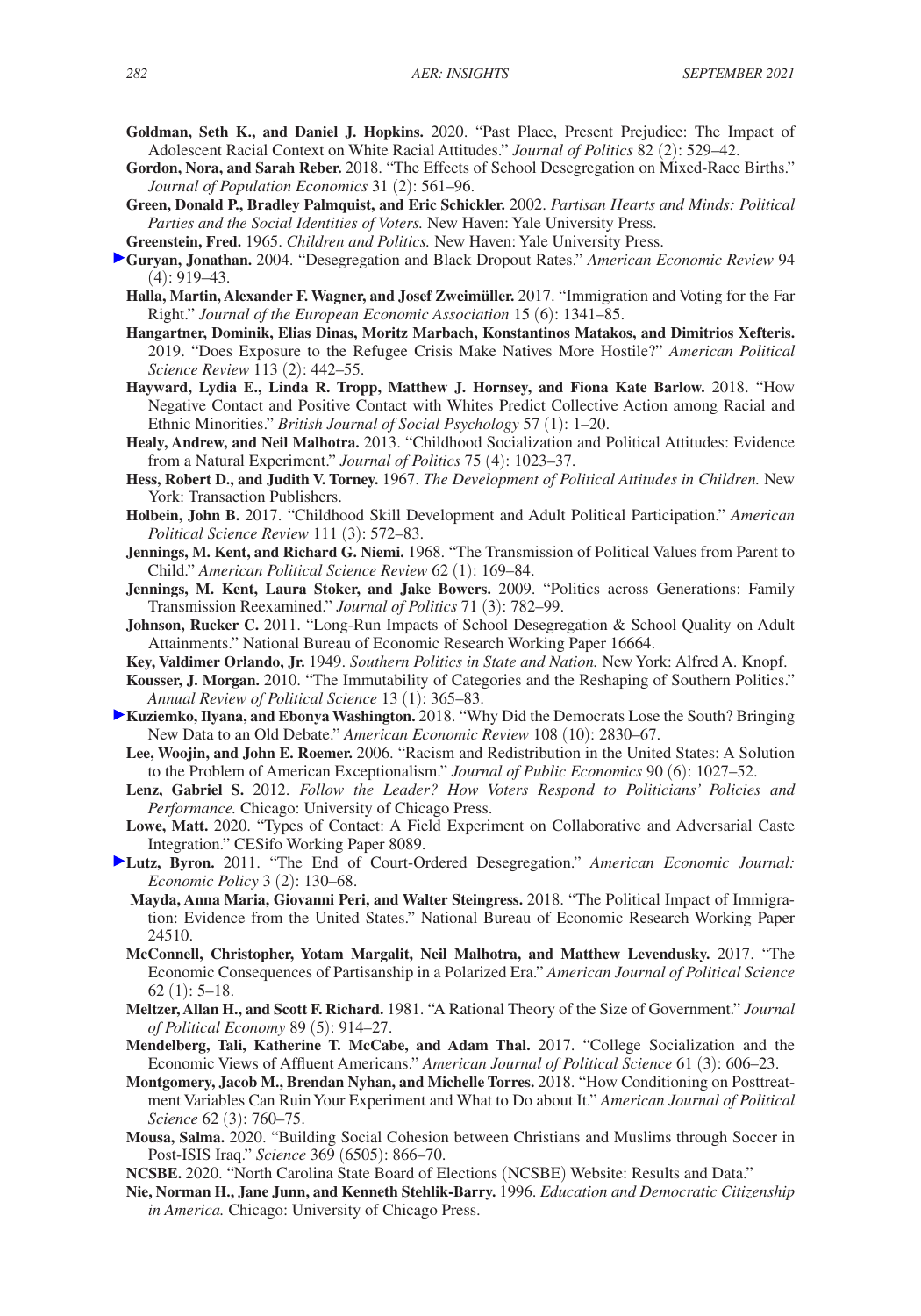**Goldman, Seth K., and Daniel J. Hopkins.** 2020. "Past Place, Present Prejudice: The Impact of Adolescent Racial Context on White Racial Attitudes." *Journal of Politics* 82 (2): 529–42.

**Gordon, Nora, and Sarah Reber.** 2018. "The Effects of School Desegregation on Mixed-Race Births." *Journal of Population Economics* 31 (2): 561–96.

**Green, Donald P., Bradley Palmquist, and Eric Schickler.** 2002. *Partisan Hearts and Minds: Political Parties and the Social Identities of Voters.* New Haven: Yale University Press.

**Greenstein, Fred.** 1965. *Children and Politics.* New Haven: Yale University Press.

**Guryan, Jonathan.** 2004. "Desegregation and Black Dropout Rates." *American Economic Review* 94 (4): 919–43.

**Halla, Martin, Alexander F. Wagner, and Josef Zweimüller.** 2017. "Immigration and Voting for the Far Right." *Journal of the European Economic Association* 15 (6): 1341–85.

**Hangartner, Dominik, Elias Dinas, Moritz Marbach, Konstantinos Matakos, and Dimitrios Xefteris.** 2019. "Does Exposure to the Refugee Crisis Make Natives More Hostile?" *American Political Science Review* 113 (2): 442–55.

**Hayward, Lydia E., Linda R. Tropp, Matthew J. Hornsey, and Fiona Kate Barlow.** 2018. "How Negative Contact and Positive Contact with Whites Predict Collective Action among Racial and Ethnic Minorities." *British Journal of Social Psychology* 57 (1): 1–20.

**Healy, Andrew, and Neil Malhotra.** 2013. "Childhood Socialization and Political Attitudes: Evidence from a Natural Experiment." *Journal of Politics* 75 (4): 1023–37.

**Hess, Robert D., and Judith V. Torney.** 1967. *The Development of Political Attitudes in Children.* New York: Transaction Publishers.

**Holbein, John B.** 2017. "Childhood Skill Development and Adult Political Participation." *American Political Science Review* 111 (3): 572–83.

**Jennings, M. Kent, and Richard G. Niemi.** 1968. "The Transmission of Political Values from Parent to Child." *American Political Science Review* 62 (1): 169–84.

**Jennings, M. Kent, Laura Stoker, and Jake Bowers.** 2009. "Politics across Generations: Family Transmission Reexamined." *Journal of Politics* 71 (3): 782–99.

**Johnson, Rucker C.** 2011. "Long-Run Impacts of School Desegregation & School Quality on Adult Attainments." National Bureau of Economic Research Working Paper 16664.

**Key, Valdimer Orlando, Jr.** 1949. *Southern Politics in State and Nation.* New York: Alfred A. Knopf.

**Kousser, J. Morgan.** 2010. "The Immutability of Categories and the Reshaping of Southern Politics." *Annual Review of Political Science* 13 (1): 365–83.

**Kuziemko, Ilyana, and Ebonya Washington.** 2018. "Why Did the Democrats Lose the South? Bringing New Data to an Old Debate." *American Economic Review* 108 (10): 2830–67.

**Lee, Woojin, and John E. Roemer.** 2006. "Racism and Redistribution in the United States: A Solution to the Problem of American Exceptionalism." *Journal of Public Economics* 90 (6): 1027–52.

**Lenz, Gabriel S.** 2012. *Follow the Leader? How Voters Respond to Politicians' Policies and Performance.* Chicago: University of Chicago Press.

**Lowe, Matt.** 2020. "Types of Contact: A Field Experiment on Collaborative and Adversarial Caste Integration." CESifo Working Paper 8089.

**Lutz, Byron.** 2011. "The End of Court-Ordered Desegregation." *American Economic Journal: Economic Policy* 3 (2): 130–68.

**Mayda, Anna Maria, Giovanni Peri, and Walter Steingress.** 2018. "The Political Impact of Immigration: Evidence from the United States." National Bureau of Economic Research Working Paper 24510.

**McConnell, Christopher, Yotam Margalit, Neil Malhotra, and Matthew Levendusky.** 2017. "The Economic Consequences of Partisanship in a Polarized Era." *American Journal of Political Science* 62 (1): 5–18.

**Meltzer, Allan H., and Scott F. Richard.** 1981. "A Rational Theory of the Size of Government." *Journal of Political Economy* 89 (5): 914–27.

**Mendelberg, Tali, Katherine T. McCabe, and Adam Thal.** 2017. "College Socialization and the Economic Views of Affluent Americans." *American Journal of Political Science* 61 (3): 606–23.

**Montgomery, Jacob M., Brendan Nyhan, and Michelle Torres.** 2018. "How Conditioning on Posttreatment Variables Can Ruin Your Experiment and What to Do about It." *American Journal of Political Science* 62 (3): 760–75.

**Mousa, Salma.** 2020. "Building Social Cohesion between Christians and Muslims through Soccer in Post-ISIS Iraq." *Science* 369 (6505): 866–70.

**NCSBE.** 2020. "North Carolina State Board of Elections (NCSBE) Website: Results and Data."

**Nie, Norman H., Jane Junn, and Kenneth Stehlik-Barry.** 1996. *Education and Democratic Citizenship in America.* Chicago: University of Chicago Press.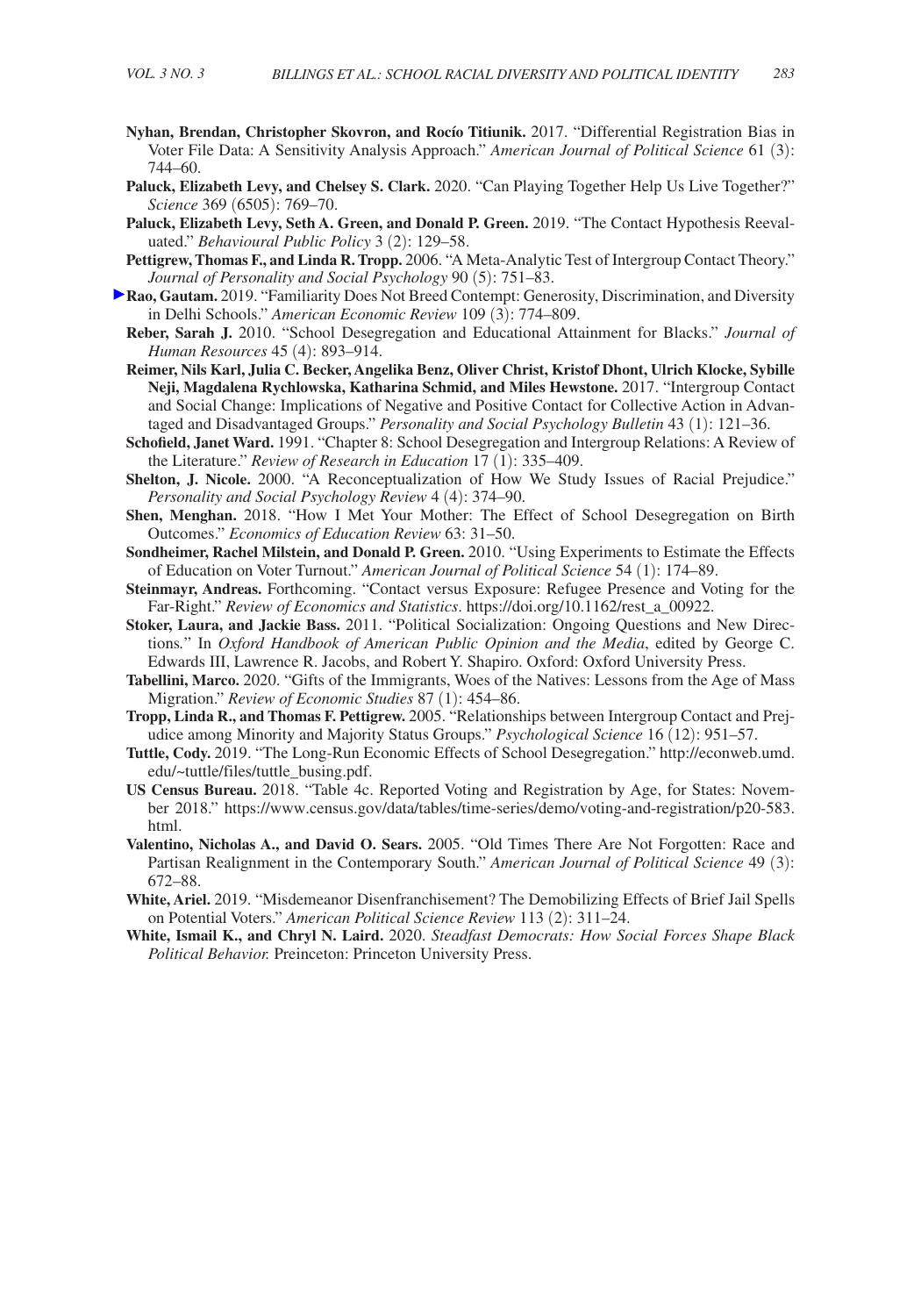**Nyhan, Brendan, Christopher Skovron, and Rocío Titiunik.** 2017. "Differential Registration Bias in Voter File Data: A Sensitivity Analysis Approach." *American Journal of Political Science* 61 (3): 744–60.

**Paluck, Elizabeth Levy, and Chelsey S. Clark.** 2020. "Can Playing Together Help Us Live Together?" *Science* 369 (6505): 769–70.

**Paluck, Elizabeth Levy, Seth A. Green, and Donald P. Green.** 2019. "The Contact Hypothesis Reevaluated." *Behavioural Public Policy* 3 (2): 129–58.

**Pettigrew, Thomas F., and Linda R. Tropp.** 2006. "A Meta-Analytic Test of Intergroup Contact Theory." *Journal of Personality and Social Psychology* 90 (5): 751–83.

**Rao, Gautam.** 2019. "Familiarity Does Not Breed Contempt: Generosity, Discrimination, and Diversity in Delhi Schools." *American Economic Review* 109 (3): 774–809.

**Reber, Sarah J.** 2010. "School Desegregation and Educational Attainment for Blacks." *Journal of Human Resources* 45 (4): 893–914.

**Reimer, Nils Karl, Julia C. Becker, Angelika Benz, Oliver Christ, Kristof Dhont, Ulrich Klocke, Sybille Neji, Magdalena Rychlowska, Katharina Schmid, and Miles Hewstone.** 2017. "Intergroup Contact and Social Change: Implications of Negative and Positive Contact for Collective Action in Advantaged and Disadvantaged Groups." *Personality and Social Psychology Bulletin* 43 (1): 121–36.

**Schofield, Janet Ward.** 1991. "Chapter 8: School Desegregation and Intergroup Relations: A Review of the Literature." *Review of Research in Education* 17 (1): 335–409.

**Shelton, J. Nicole.** 2000. "A Reconceptualization of How We Study Issues of Racial Prejudice." *Personality and Social Psychology Review* 4 (4): 374–90.

**Shen, Menghan.** 2018. "How I Met Your Mother: The Effect of School Desegregation on Birth Outcomes." *Economics of Education Review* 63: 31–50.

**Sondheimer, Rachel Milstein, and Donald P. Green.** 2010. "Using Experiments to Estimate the Effects of Education on Voter Turnout." *American Journal of Political Science* 54 (1): 174–89.

**Steinmayr, Andreas.** Forthcoming. "Contact versus Exposure: Refugee Presence and Voting for the Far-Right." *Review of Economics and Statistics*. https://doi.org/10.1162/rest_a_00922.

**Stoker, Laura, and Jackie Bass.** 2011. "Political Socialization: Ongoing Questions and New Directions." In *Oxford Handbook of American Public Opinion and the Media*, edited by George C. Edwards III, Lawrence R. Jacobs, and Robert Y. Shapiro. Oxford: Oxford University Press.

**Tabellini, Marco.** 2020. "Gifts of the Immigrants, Woes of the Natives: Lessons from the Age of Mass Migration." *Review of Economic Studies* 87 (1): 454–86.

**Tropp, Linda R., and Thomas F. Pettigrew.** 2005. "Relationships between Intergroup Contact and Prejudice among Minority and Majority Status Groups." *Psychological Science* 16 (12): 951–57.

**Tuttle, Cody.** 2019. "The Long-Run Economic Effects of School Desegregation." http://econweb.umd.edu/~tuttle/files/tuttle_busing.pdf.

**US Census Bureau.** 2018. "Table 4c. Reported Voting and Registration by Age, for States: November 2018." https://www.census.gov/data/tables/time-series/demo/voting-and-registration/p20-583.html.

**Valentino, Nicholas A., and David O. Sears.** 2005. "Old Times There Are Not Forgotten: Race and Partisan Realignment in the Contemporary South." *American Journal of Political Science* 49 (3): 672–88.

**White, Ariel.** 2019. "Misdemeanor Disenfranchisement? The Demobilizing Effects of Brief Jail Spells on Potential Voters." *American Political Science Review* 113 (2): 311–24.

**White, Ismail K., and Chryl N. Laird.** 2020. *Steadfast Democrats: How Social Forces Shape Black Political Behavior.* Preinceton: Princeton University Press.